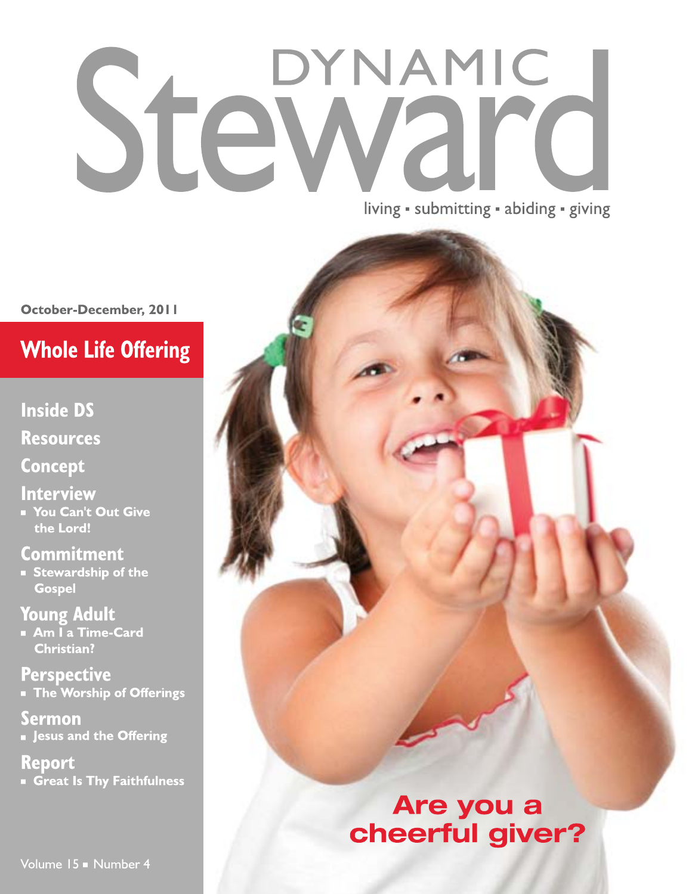# DYNAMIC Steward

living ▪ submitting ▪ abiding ▪ giving

**October-December, 2011**

## Whole Life Offering

### Inside DS

### Resources

### Concept

### Interview

- You Can't Out Give the Lord!

### Commitment

- Stewardship of the Gospel

### Young Adult

- Am I a Time-Card Christian?

### Perspective

- The Worship of Offerings

### Sermon

- Jesus and the Offering

### Report

- Great Is Thy Faithfulness

**Are you a cheerful giver?**

Volume 15 ▪ Number 4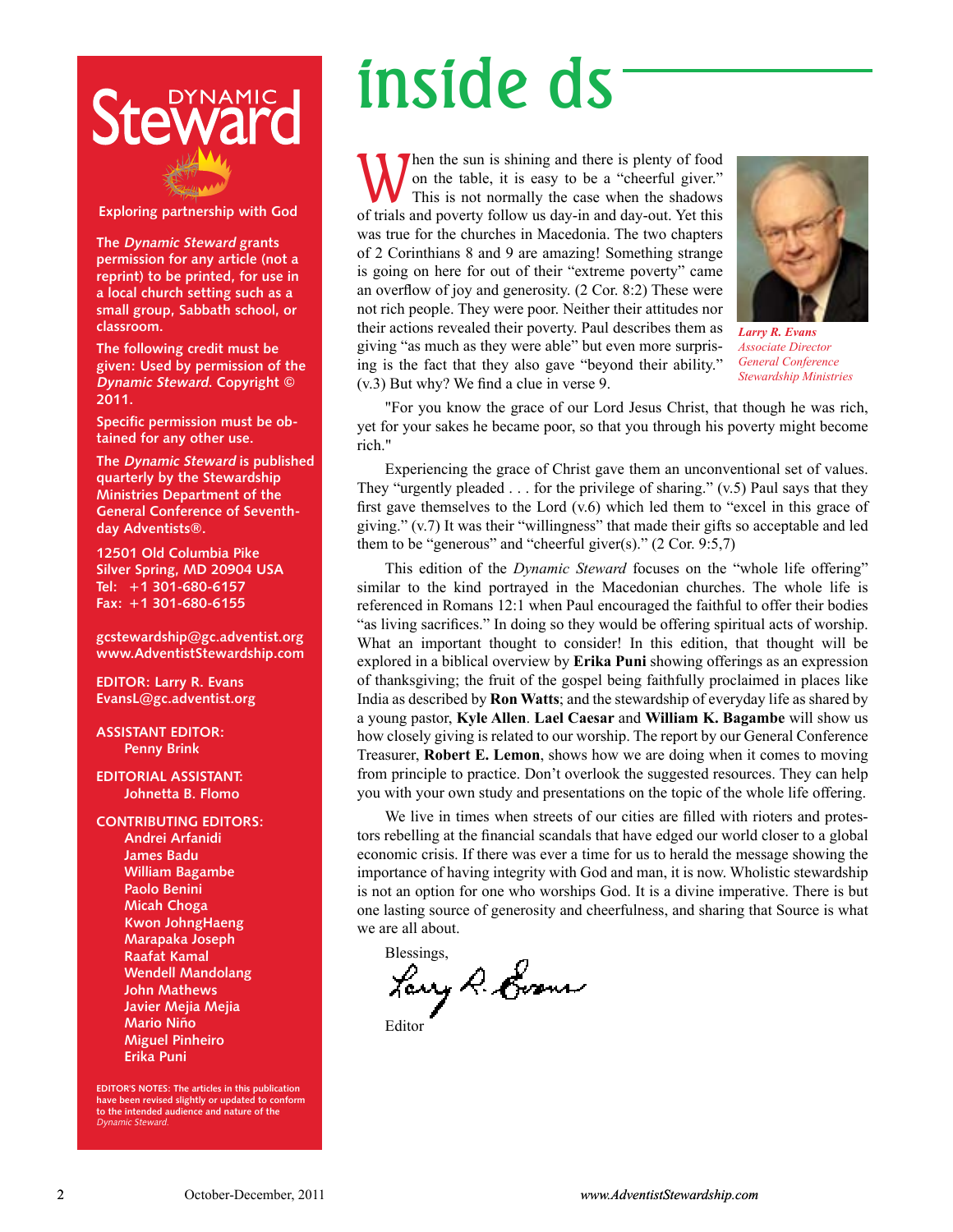# inside ds

When the sun is shining and there is plenty of food on the table, it is easy to be a "cheerful giver." This is not normally the case when the shadows of trials and poverty follow us day-in and day-out. Yet this was true for the churches in Macedonia. The two chapters of 2 Corinthians 8 and 9 are amazing! Something strange is going on here for out of their "extreme poverty" came an overflow of joy and generosity. (2 Cor. 8:2) These were not rich people. They were poor. Neither their attitudes nor their actions revealed their poverty. Paul describes them as giving "as much as they were able" but even more surprising is the fact that they also gave "beyond their ability." (v.3) But why? We find a clue in verse 9.

***Larry R. Evans***
*Associate Director*
*General Conference*
*Stewardship Ministries*

"For you know the grace of our Lord Jesus Christ, that though he was rich, yet for your sakes he became poor, so that you through his poverty might become rich."

Experiencing the grace of Christ gave them an unconventional set of values. They "urgently pleaded . . . for the privilege of sharing." (v.5) Paul says that they first gave themselves to the Lord (v.6) which led them to "excel in this grace of giving." (v.7) It was their "willingness" that made their gifts so acceptable and led them to be "generous" and "cheerful giver(s)." (2 Cor. 9:5,7)

This edition of the *Dynamic Steward* focuses on the "whole life offering" similar to the kind portrayed in the Macedonian churches. The whole life is referenced in Romans 12:1 when Paul encouraged the faithful to offer their bodies "as living sacrifices." In doing so they would be offering spiritual acts of worship. What an important thought to consider! In this edition, that thought will be explored in a biblical overview by **Erika Puni** showing offerings as an expression of thanksgiving; the fruit of the gospel being faithfully proclaimed in places like India as described by **Ron Watts**; and the stewardship of everyday life as shared by a young pastor, **Kyle Allen**. **Lael Caesar** and **William K. Bagambe** will show us how closely giving is related to our worship. The report by our General Conference Treasurer, **Robert E. Lemon**, shows how we are doing when it comes to moving from principle to practice. Don't overlook the suggested resources. They can help you with your own study and presentations on the topic of the whole life offering.

We live in times when streets of our cities are filled with rioters and protestors rebelling at the financial scandals that have edged our world closer to a global economic crisis. If there was ever a time for us to herald the message showing the importance of having integrity with God and man, it is now. Wholistic stewardship is not an option for one who worships God. It is a divine imperative. There is but one lasting source of generosity and cheerfulness, and sharing that Source is what we are all about.

Blessings,

Larry R. Evans

Editor

---

**Dynamic Steward**

**Exploring partnership with God**

**The *Dynamic Steward* grants permission for any article (not a reprint) to be printed, for use in a local church setting such as a small group, Sabbath school, or classroom.**

**The following credit must be given: Used by permission of the *Dynamic Steward*. Copyright © 2011.**

**Specific permission must be obtained for any other use.**

**The *Dynamic Steward* is published quarterly by the Stewardship Ministries Department of the General Conference of Seventh-day Adventists®.**

**12501 Old Columbia Pike**
**Silver Spring, MD 20904 USA**
**Tel: +1 301-680-6157**
**Fax: +1 301-680-6155**

**gcstewardship@gc.adventist.org**
**www.AdventistStewardship.com**

**EDITOR: Larry R. Evans**
**EvansL@gc.adventist.org**

**ASSISTANT EDITOR:**
**Penny Brink**

**EDITORIAL ASSISTANT:**
**Johnetta B. Flomo**

**CONTRIBUTING EDITORS:**
**Andrei Arfanidi**
**James Badu**
**William Bagambe**
**Paolo Benini**
**Micah Choga**
**Kwon JohngHaeng**
**Marapaka Joseph**
**Raafat Kamal**
**Wendell Mandolang**
**John Mathews**
**Javier Mejia Mejia**
**Mario Niño**
**Miguel Pinheiro**
**Erika Puni**

**EDITOR'S NOTES: The articles in this publication have been revised slightly or updated to conform to the intended audience and nature of the *Dynamic Steward*.**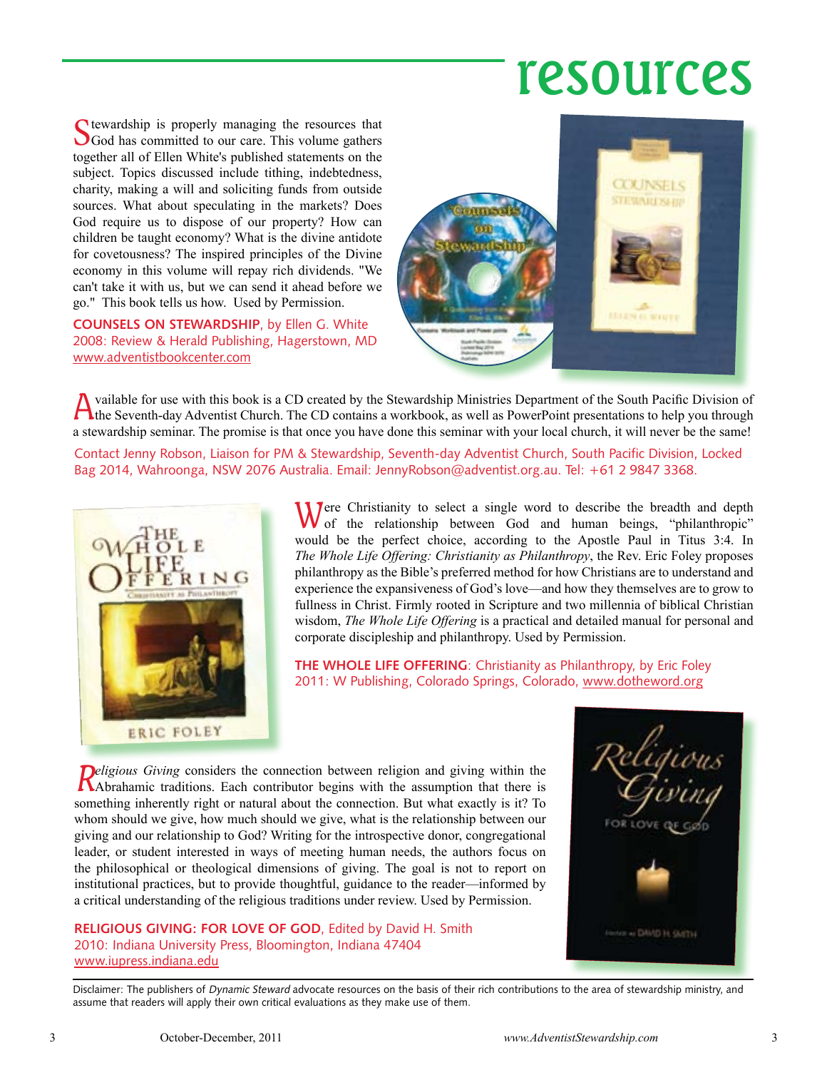# resources

Stewardship is properly managing the resources that God has committed to our care. This volume gathers together all of Ellen White's published statements on the subject. Topics discussed include tithing, indebtedness, charity, making a will and soliciting funds from outside sources. What about speculating in the markets? Does God require us to dispose of our property? How can children be taught economy? What is the divine antidote for covetousness? The inspired principles of the Divine economy in this volume will repay rich dividends. "We can't take it with us, but we can send it ahead before we go." This book tells us how. Used by Permission.

**COUNSELS ON STEWARDSHIP**, by Ellen G. White
2008: Review & Herald Publishing, Hagerstown, MD
www.adventistbookcenter.com

Available for use with this book is a CD created by the Stewardship Ministries Department of the South Pacific Division of the Seventh-day Adventist Church. The CD contains a workbook, as well as PowerPoint presentations to help you through a stewardship seminar. The promise is that once you have done this seminar with your local church, it will never be the same!

Contact Jenny Robson, Liaison for PM & Stewardship, Seventh-day Adventist Church, South Pacific Division, Locked Bag 2014, Wahroonga, NSW 2076 Australia. Email: JennyRobson@adventist.org.au. Tel: +61 2 9847 3368.

Were Christianity to select a single word to describe the breadth and depth of the relationship between God and human beings, "philanthropic" would be the perfect choice, according to the Apostle Paul in Titus 3:4. In *The Whole Life Offering: Christianity as Philanthropy*, the Rev. Eric Foley proposes philanthropy as the Bible's preferred method for how Christians are to understand and experience the expansiveness of God's love—and how they themselves are to grow to fullness in Christ. Firmly rooted in Scripture and two millennia of biblical Christian wisdom, *The Whole Life Offering* is a practical and detailed manual for personal and corporate discipleship and philanthropy. Used by Permission.

**THE WHOLE LIFE OFFERING**: Christianity as Philanthropy, by Eric Foley
2011: W Publishing, Colorado Springs, Colorado, www.dotheword.org

*Religious Giving* considers the connection between religion and giving within the Abrahamic traditions. Each contributor begins with the assumption that there is something inherently right or natural about the connection. But what exactly is it? To whom should we give, how much should we give, what is the relationship between our giving and our relationship to God? Writing for the introspective donor, congregational leader, or student interested in ways of meeting human needs, the authors focus on the philosophical or theological dimensions of giving. The goal is not to report on institutional practices, but to provide thoughtful, guidance to the reader—informed by a critical understanding of the religious traditions under review. Used by Permission.

**RELIGIOUS GIVING: FOR LOVE OF GOD**, Edited by David H. Smith
2010: Indiana University Press, Bloomington, Indiana 47404
www.iupress.indiana.edu

Disclaimer: The publishers of *Dynamic Steward* advocate resources on the basis of their rich contributions to the area of stewardship ministry, and assume that readers will apply their own critical evaluations as they make use of them.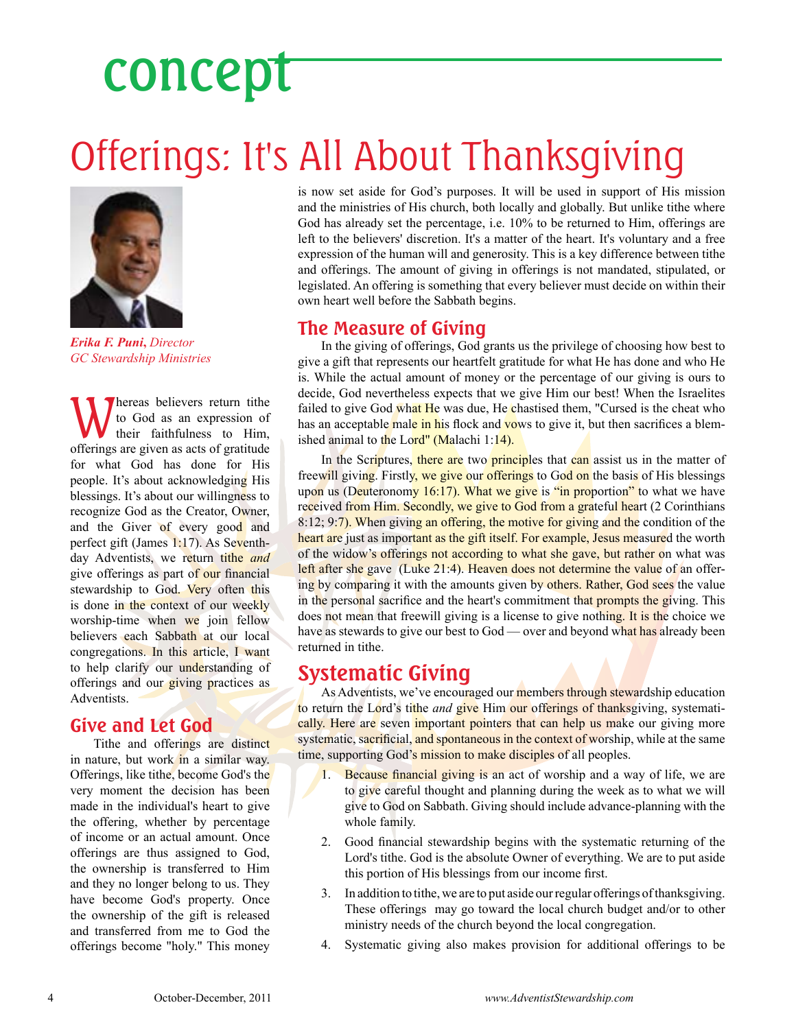# concept

# Offerings: It's All About Thanksgiving

*Erika F. Puni, Director*
*GC Stewardship Ministries*

Whereas believers return tithe to God as an expression of their faithfulness to Him, offerings are given as acts of gratitude for what God has done for His people. It's about acknowledging His blessings. It's about our willingness to recognize God as the Creator, Owner, and the Giver of every good and perfect gift (James 1:17). As Seventh-day Adventists, we return tithe *and* give offerings as part of our financial stewardship to God. Very often this is done in the context of our weekly worship-time when we join fellow believers each Sabbath at our local congregations. In this article, I want to help clarify our understanding of offerings and our giving practices as Adventists.

## Give and Let God

Tithe and offerings are distinct in nature, but work in a similar way. Offerings, like tithe, become God's the very moment the decision has been made in the individual's heart to give the offering, whether by percentage of income or an actual amount. Once offerings are thus assigned to God, the ownership is transferred to Him and they no longer belong to us. They have become God's property. Once the ownership of the gift is released and transferred from me to God the offerings become "holy." This money is now set aside for God's purposes. It will be used in support of His mission and the ministries of His church, both locally and globally. But unlike tithe where God has already set the percentage, i.e. 10% to be returned to Him, offerings are left to the believers' discretion. It's a matter of the heart. It's voluntary and a free expression of the human will and generosity. This is a key difference between tithe and offerings. The amount of giving in offerings is not mandated, stipulated, or legislated. An offering is something that every believer must decide on within their own heart well before the Sabbath begins.

## The Measure of Giving

In the giving of offerings, God grants us the privilege of choosing how best to give a gift that represents our heartfelt gratitude for what He has done and who He is. While the actual amount of money or the percentage of our giving is ours to decide, God nevertheless expects that we give Him our best! When the Israelites failed to give God what He was due, He chastised them, "Cursed is the cheat who has an acceptable male in his flock and vows to give it, but then sacrifices a blemished animal to the Lord" (Malachi 1:14).

In the Scriptures, there are two principles that can assist us in the matter of freewill giving. Firstly, we give our offerings to God on the basis of His blessings upon us (Deuteronomy 16:17). What we give is "in proportion" to what we have received from Him. Secondly, we give to God from a grateful heart (2 Corinthians 8:12; 9:7). When giving an offering, the motive for giving and the condition of the heart are just as important as the gift itself. For example, Jesus measured the worth of the widow's offerings not according to what she gave, but rather on what was left after she gave (Luke 21:4). Heaven does not determine the value of an offering by comparing it with the amounts given by others. Rather, God sees the value in the personal sacrifice and the heart's commitment that prompts the giving. This does not mean that freewill giving is a license to give nothing. It is the choice we have as stewards to give our best to God — over and beyond what has already been returned in tithe.

## Systematic Giving

As Adventists, we've encouraged our members through stewardship education to return the Lord's tithe *and* give Him our offerings of thanksgiving, systematically. Here are seven important pointers that can help us make our giving more systematic, sacrificial, and spontaneous in the context of worship, while at the same time, supporting God's mission to make disciples of all peoples.

1. Because financial giving is an act of worship and a way of life, we are to give careful thought and planning during the week as to what we will give to God on Sabbath. Giving should include advance-planning with the whole family.
2. Good financial stewardship begins with the systematic returning of the Lord's tithe. God is the absolute Owner of everything. We are to put aside this portion of His blessings from our income first.
3. In addition to tithe, we are to put aside our regular offerings of thanksgiving. These offerings may go toward the local church budget and/or to other ministry needs of the church beyond the local congregation.
4. Systematic giving also makes provision for additional offerings to be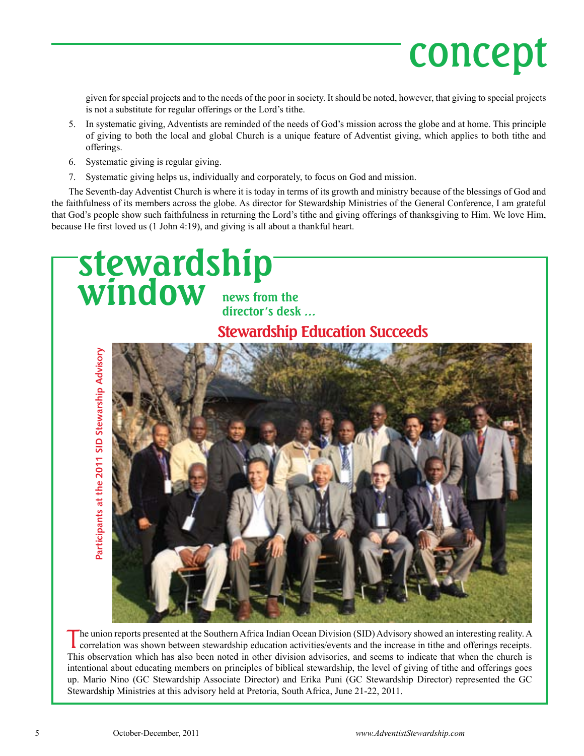# concept

given for special projects and to the needs of the poor in society. It should be noted, however, that giving to special projects is not a substitute for regular offerings or the Lord's tithe.

5. In systematic giving, Adventists are reminded of the needs of God's mission across the globe and at home. This principle of giving to both the local and global Church is a unique feature of Adventist giving, which applies to both tithe and offerings.
6. Systematic giving is regular giving.
7. Systematic giving helps us, individually and corporately, to focus on God and mission.

The Seventh-day Adventist Church is where it is today in terms of its growth and ministry because of the blessings of God and the faithfulness of its members across the globe. As director for Stewardship Ministries of the General Conference, I am grateful that God's people show such faithfulness in returning the Lord's tithe and giving offerings of thanksgiving to Him. We love Him, because He first loved us (1 John 4:19), and giving is all about a thankful heart.

# stewardship window

## news from the director's desk ...

## Stewardship Education Succeeds

Participants at the 2011 SID Stewarship Advisory

The union reports presented at the Southern Africa Indian Ocean Division (SID) Advisory showed an interesting reality. A correlation was shown between stewardship education activities/events and the increase in tithe and offerings receipts. This observation which has also been noted in other division advisories, and seems to indicate that when the church is intentional about educating members on principles of biblical stewardship, the level of giving of tithe and offerings goes up. Mario Nino (GC Stewardship Associate Director) and Erika Puni (GC Stewardship Director) represented the GC Stewardship Ministries at this advisory held at Pretoria, South Africa, June 21-22, 2011.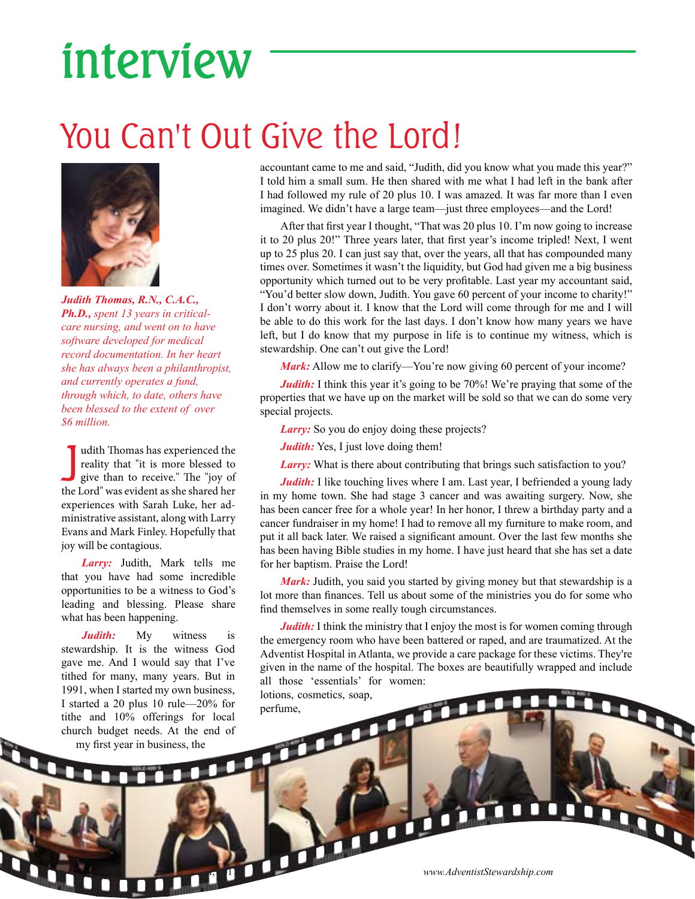# interview

## You Can't Out Give the Lord!

***Judith Thomas, R.N., C.A.C., Ph.D.,*** *spent 13 years in critical-care nursing, and went on to have software developed for medical record documentation. In her heart she has always been a philanthropist, and currently operates a fund, through which, to date, others have been blessed to the extent of over $6 million.*

Judith Thomas has experienced the reality that "it is more blessed to give than to receive." The "joy of the Lord" was evident as she shared her experiences with Sarah Luke, her administrative assistant, along with Larry Evans and Mark Finley. Hopefully that joy will be contagious.

***Larry:*** Judith, Mark tells me that you have had some incredible opportunities to be a witness to God's leading and blessing. Please share what has been happening.

***Judith:*** My witness is stewardship. It is the witness God gave me. And I would say that I've tithed for many, many years. But in 1991, when I started my own business, I started a 20 plus 10 rule—20% for tithe and 10% offerings for local church budget needs. At the end of my first year in business, the accountant came to me and said, "Judith, did you know what you made this year?" I told him a small sum. He then shared with me what I had left in the bank after I had followed my rule of 20 plus 10. I was amazed. It was far more than I even imagined. We didn't have a large team—just three employees—and the Lord!

After that first year I thought, "That was 20 plus 10. I'm now going to increase it to 20 plus 20!" Three years later, that first year's income tripled! Next, I went up to 25 plus 20. I can just say that, over the years, all that has compounded many times over. Sometimes it wasn't the liquidity, but God had given me a big business opportunity which turned out to be very profitable. Last year my accountant said, "You'd better slow down, Judith. You gave 60 percent of your income to charity!" I don't worry about it. I know that the Lord will come through for me and I will be able to do this work for the last days. I don't know how many years we have left, but I do know that my purpose in life is to continue my witness, which is stewardship. One can't out give the Lord!

***Mark:*** Allow me to clarify—You're now giving 60 percent of your income?

***Judith:*** I think this year it's going to be 70%! We're praying that some of the properties that we have up on the market will be sold so that we can do some very special projects.

***Larry:*** So you do enjoy doing these projects?

***Judith:*** Yes, I just love doing them!

***Larry:*** What is there about contributing that brings such satisfaction to you?

***Judith:*** I like touching lives where I am. Last year, I befriended a young lady in my home town. She had stage 3 cancer and was awaiting surgery. Now, she has been cancer free for a whole year! In her honor, I threw a birthday party and a cancer fundraiser in my home! I had to remove all my furniture to make room, and put it all back later. We raised a significant amount. Over the last few months she has been having Bible studies in my home. I have just heard that she has set a date for her baptism. Praise the Lord!

***Mark:*** Judith, you said you started by giving money but that stewardship is a lot more than finances. Tell us about some of the ministries you do for some who find themselves in some really tough circumstances.

***Judith:*** I think the ministry that I enjoy the most is for women coming through the emergency room who have been battered or raped, and are traumatized. At the Adventist Hospital in Atlanta, we provide a care package for these victims. They're given in the name of the hospital. The boxes are beautifully wrapped and include all those 'essentials' for women: lotions, cosmetics, soap, perfume,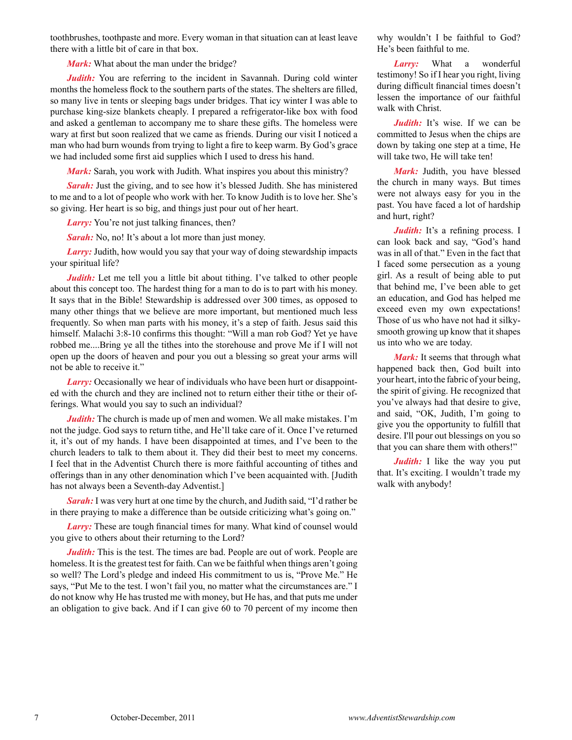toothbrushes, toothpaste and more. Every woman in that situation can at least leave there with a little bit of care in that box.

***Mark:*** What about the man under the bridge?

***Judith:*** You are referring to the incident in Savannah. During cold winter months the homeless flock to the southern parts of the states. The shelters are filled, so many live in tents or sleeping bags under bridges. That icy winter I was able to purchase king-size blankets cheaply. I prepared a refrigerator-like box with food and asked a gentleman to accompany me to share these gifts. The homeless were wary at first but soon realized that we came as friends. During our visit I noticed a man who had burn wounds from trying to light a fire to keep warm. By God's grace we had included some first aid supplies which I used to dress his hand.

***Mark:*** Sarah, you work with Judith. What inspires you about this ministry?

***Sarah:*** Just the giving, and to see how it's blessed Judith. She has ministered to me and to a lot of people who work with her. To know Judith is to love her. She's so giving. Her heart is so big, and things just pour out of her heart.

***Larry:*** You're not just talking finances, then?

***Sarah:*** No, no! It's about a lot more than just money.

***Larry:*** Judith, how would you say that your way of doing stewardship impacts your spiritual life?

***Judith:*** Let me tell you a little bit about tithing. I've talked to other people about this concept too. The hardest thing for a man to do is to part with his money. It says that in the Bible! Stewardship is addressed over 300 times, as opposed to many other things that we believe are more important, but mentioned much less frequently. So when man parts with his money, it's a step of faith. Jesus said this himself. Malachi 3:8-10 confirms this thought: "Will a man rob God? Yet ye have robbed me....Bring ye all the tithes into the storehouse and prove Me if I will not open up the doors of heaven and pour you out a blessing so great your arms will not be able to receive it."

***Larry:*** Occasionally we hear of individuals who have been hurt or disappointed with the church and they are inclined not to return either their tithe or their offerings. What would you say to such an individual?

***Judith:*** The church is made up of men and women. We all make mistakes. I'm not the judge. God says to return tithe, and He'll take care of it. Once I've returned it, it's out of my hands. I have been disappointed at times, and I've been to the church leaders to talk to them about it. They did their best to meet my concerns. I feel that in the Adventist Church there is more faithful accounting of tithes and offerings than in any other denomination which I've been acquainted with. [Judith has not always been a Seventh-day Adventist.]

***Sarah:*** I was very hurt at one time by the church, and Judith said, "I'd rather be in there praying to make a difference than be outside criticizing what's going on."

***Larry:*** These are tough financial times for many. What kind of counsel would you give to others about their returning to the Lord?

***Judith:*** This is the test. The times are bad. People are out of work. People are homeless. It is the greatest test for faith. Can we be faithful when things aren't going so well? The Lord's pledge and indeed His commitment to us is, "Prove Me." He says, "Put Me to the test. I won't fail you, no matter what the circumstances are." I do not know why He has trusted me with money, but He has, and that puts me under an obligation to give back. And if I can give 60 to 70 percent of my income then why wouldn't I be faithful to God? He's been faithful to me.

***Larry:*** What a wonderful testimony! So if I hear you right, living during difficult financial times doesn't lessen the importance of our faithful walk with Christ.

***Judith:*** It's wise. If we can be committed to Jesus when the chips are down by taking one step at a time, He will take two, He will take ten!

***Mark:*** Judith, you have blessed the church in many ways. But times were not always easy for you in the past. You have faced a lot of hardship and hurt, right?

***Judith:*** It's a refining process. I can look back and say, "God's hand was in all of that." Even in the fact that I faced some persecution as a young girl. As a result of being able to put that behind me, I've been able to get an education, and God has helped me exceed even my own expectations! Those of us who have not had it silky-smooth growing up know that it shapes us into who we are today.

***Mark:*** It seems that through what happened back then, God built into your heart, into the fabric of your being, the spirit of giving. He recognized that you've always had that desire to give, and said, "OK, Judith, I'm going to give you the opportunity to fulfill that desire. I'll pour out blessings on you so that you can share them with others!"

***Judith:*** I like the way you put that. It's exciting. I wouldn't trade my walk with anybody!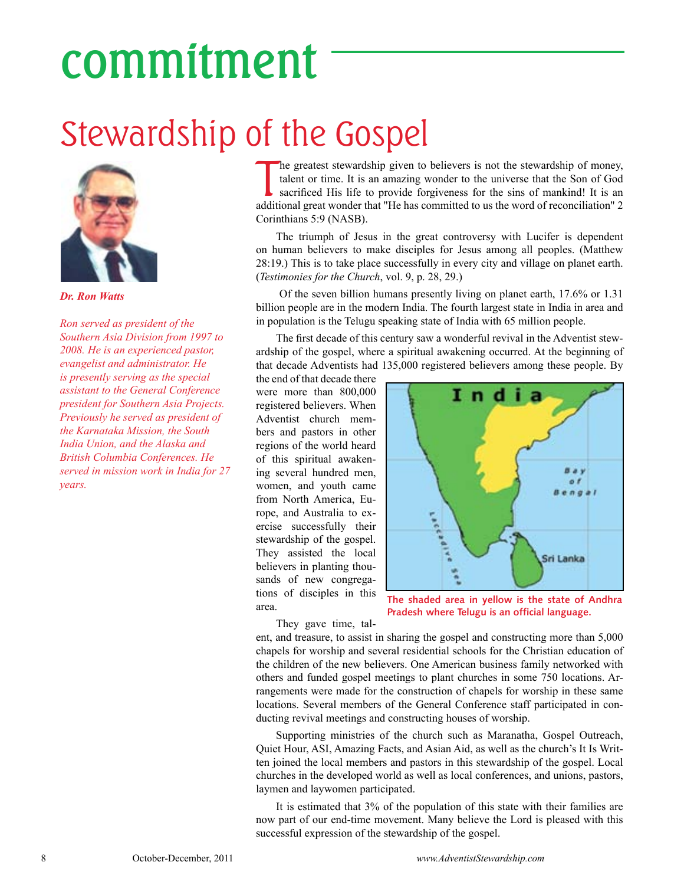# commitment

## Stewardship of the Gospel

***Dr. Ron Watts***

*Ron served as president of the Southern Asia Division from 1997 to 2008. He is an experienced pastor, evangelist and administrator. He is presently serving as the special assistant to the General Conference president for Southern Asia Projects. Previously he served as president of the Karnataka Mission, the South India Union, and the Alaska and British Columbia Conferences. He served in mission work in India for 27 years.*

The greatest stewardship given to believers is not the stewardship of money, talent or time. It is an amazing wonder to the universe that the Son of God sacrificed His life to provide forgiveness for the sins of mankind! It is an additional great wonder that "He has committed to us the word of reconciliation" 2 Corinthians 5:9 (NASB).

The triumph of Jesus in the great controversy with Lucifer is dependent on human believers to make disciples for Jesus among all peoples. (Matthew 28:19.) This is to take place successfully in every city and village on planet earth. (*Testimonies for the Church*, vol. 9, p. 28, 29.)

Of the seven billion humans presently living on planet earth, 17.6% or 1.31 billion people are in the modern India. The fourth largest state in India in area and in population is the Telugu speaking state of India with 65 million people.

The first decade of this century saw a wonderful revival in the Adventist stewardship of the gospel, where a spiritual awakening occurred. At the beginning of that decade Adventists had 135,000 registered believers among these people. By the end of that decade there were more than 800,000 registered believers. When Adventist church members and pastors in other regions of the world heard of this spiritual awakening several hundred men, women, and youth came from North America, Europe, and Australia to exercise successfully their stewardship of the gospel. They assisted the local believers in planting thousands of new congregations of disciples in this area.

The shaded area in yellow is the state of Andhra Pradesh where Telugu is an official language.

They gave time, talent, and treasure, to assist in sharing the gospel and constructing more than 5,000 chapels for worship and several residential schools for the Christian education of the children of the new believers. One American business family networked with others and funded gospel meetings to plant churches in some 750 locations. Arrangements were made for the construction of chapels for worship in these same locations. Several members of the General Conference staff participated in conducting revival meetings and constructing houses of worship.

Supporting ministries of the church such as Maranatha, Gospel Outreach, Quiet Hour, ASI, Amazing Facts, and Asian Aid, as well as the church's It Is Written joined the local members and pastors in this stewardship of the gospel. Local churches in the developed world as well as local conferences, and unions, pastors, laymen and laywomen participated.

It is estimated that 3% of the population of this state with their families are now part of our end-time movement. Many believe the Lord is pleased with this successful expression of the stewardship of the gospel.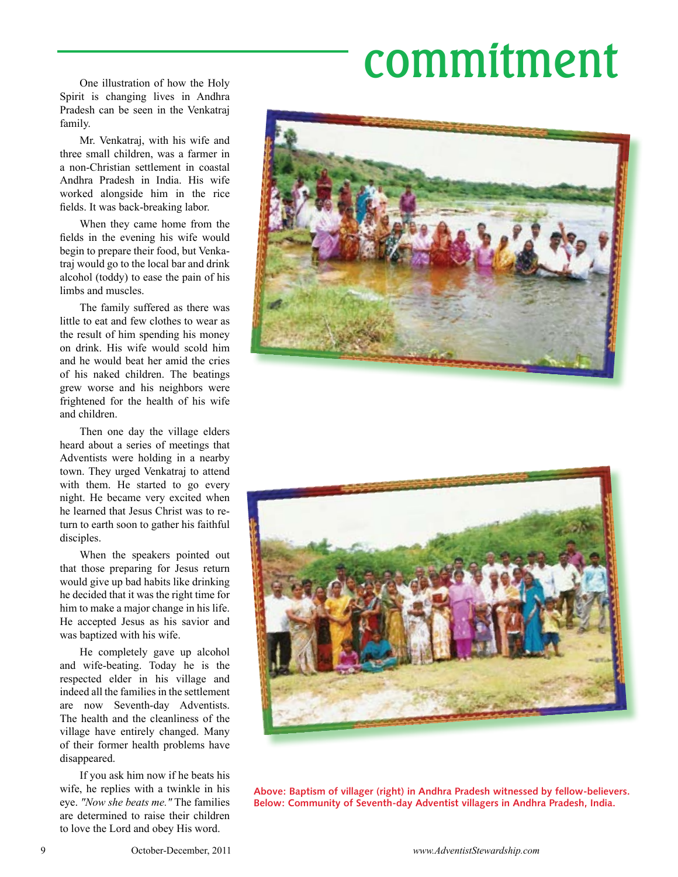# commitment

One illustration of how the Holy Spirit is changing lives in Andhra Pradesh can be seen in the Venkatraj family.

Mr. Venkatraj, with his wife and three small children, was a farmer in a non-Christian settlement in coastal Andhra Pradesh in India. His wife worked alongside him in the rice fields. It was back-breaking labor.

When they came home from the fields in the evening his wife would begin to prepare their food, but Venkatraj would go to the local bar and drink alcohol (toddy) to ease the pain of his limbs and muscles.

The family suffered as there was little to eat and few clothes to wear as the result of him spending his money on drink. His wife would scold him and he would beat her amid the cries of his naked children. The beatings grew worse and his neighbors were frightened for the health of his wife and children.

Then one day the village elders heard about a series of meetings that Adventists were holding in a nearby town. They urged Venkatraj to attend with them. He started to go every night. He became very excited when he learned that Jesus Christ was to return to earth soon to gather his faithful disciples.

When the speakers pointed out that those preparing for Jesus return would give up bad habits like drinking he decided that it was the right time for him to make a major change in his life. He accepted Jesus as his savior and was baptized with his wife.

He completely gave up alcohol and wife-beating. Today he is the respected elder in his village and indeed all the families in the settlement are now Seventh-day Adventists. The health and the cleanliness of the village have entirely changed. Many of their former health problems have disappeared.

If you ask him now if he beats his wife, he replies with a twinkle in his eye. *"Now she beats me."* The families are determined to raise their children to love the Lord and obey His word.

**Above: Baptism of villager (right) in Andhra Pradesh witnessed by fellow-believers.**
**Below: Community of Seventh-day Adventist villagers in Andhra Pradesh, India.**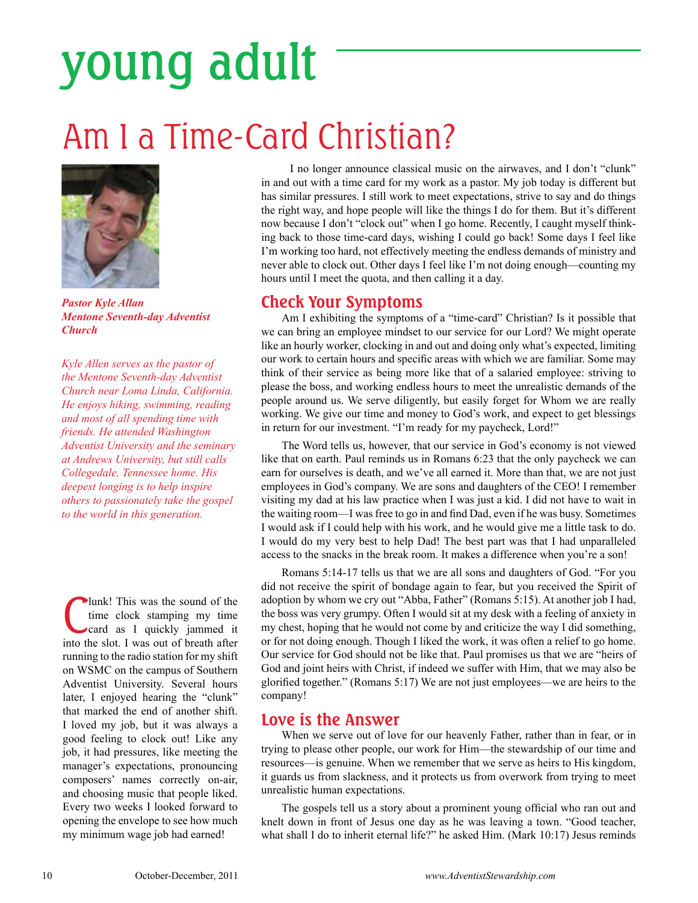# young adult

## Am I a Time-Card Christian?

***Pastor Kyle Allan***
***Mentone Seventh-day Adventist Church***

*Kyle Allen serves as the pastor of the Mentone Seventh-day Adventist Church near Loma Linda, California. He enjoys hiking, swimming, reading and most of all spending time with friends. He attended Washington Adventist University and the seminary at Andrews University, but still calls Collegedale, Tennessee home. His deepest longing is to help inspire others to passionately take the gospel to the world in this generation.*

Clunk! This was the sound of the time clock stamping my time card as I quickly jammed it into the slot. I was out of breath after running to the radio station for my shift on WSMC on the campus of Southern Adventist University. Several hours later, I enjoyed hearing the "clunk" that marked the end of another shift. I loved my job, but it was always a good feeling to clock out! Like any job, it had pressures, like meeting the manager's expectations, pronouncing composers' names correctly on-air, and choosing music that people liked. Every two weeks I looked forward to opening the envelope to see how much my minimum wage job had earned!

I no longer announce classical music on the airwaves, and I don't "clunk" in and out with a time card for my work as a pastor. My job today is different but has similar pressures. I still work to meet expectations, strive to say and do things the right way, and hope people will like the things I do for them. But it's different now because I don't "clock out" when I go home. Recently, I caught myself thinking back to those time-card days, wishing I could go back! Some days I feel like I'm working too hard, not effectively meeting the endless demands of ministry and never able to clock out. Other days I feel like I'm not doing enough—counting my hours until I meet the quota, and then calling it a day.

### Check Your Symptoms

Am I exhibiting the symptoms of a "time-card" Christian? Is it possible that we can bring an employee mindset to our service for our Lord? We might operate like an hourly worker, clocking in and out and doing only what's expected, limiting our work to certain hours and specific areas with which we are familiar. Some may think of their service as being more like that of a salaried employee: striving to please the boss, and working endless hours to meet the unrealistic demands of the people around us. We serve diligently, but easily forget for Whom we are really working. We give our time and money to God's work, and expect to get blessings in return for our investment. "I'm ready for my paycheck, Lord!"

The Word tells us, however, that our service in God's economy is not viewed like that on earth. Paul reminds us in Romans 6:23 that the only paycheck we can earn for ourselves is death, and we've all earned it. More than that, we are not just employees in God's company. We are sons and daughters of the CEO! I remember visiting my dad at his law practice when I was just a kid. I did not have to wait in the waiting room—I was free to go in and find Dad, even if he was busy. Sometimes I would ask if I could help with his work, and he would give me a little task to do. I would do my very best to help Dad! The best part was that I had unparalleled access to the snacks in the break room. It makes a difference when you're a son!

Romans 5:14-17 tells us that we are all sons and daughters of God. "For you did not receive the spirit of bondage again to fear, but you received the Spirit of adoption by whom we cry out "Abba, Father" (Romans 5:15). At another job I had, the boss was very grumpy. Often I would sit at my desk with a feeling of anxiety in my chest, hoping that he would not come by and criticize the way I did something, or for not doing enough. Though I liked the work, it was often a relief to go home. Our service for God should not be like that. Paul promises us that we are "heirs of God and joint heirs with Christ, if indeed we suffer with Him, that we may also be glorified together." (Romans 5:17) We are not just employees—we are heirs to the company!

### Love is the Answer

When we serve out of love for our heavenly Father, rather than in fear, or in trying to please other people, our work for Him—the stewardship of our time and resources—is genuine. When we remember that we serve as heirs to His kingdom, it guards us from slackness, and it protects us from overwork from trying to meet unrealistic human expectations.

The gospels tell us a story about a prominent young official who ran out and knelt down in front of Jesus one day as he was leaving a town. "Good teacher, what shall I do to inherit eternal life?" he asked Him. (Mark 10:17) Jesus reminds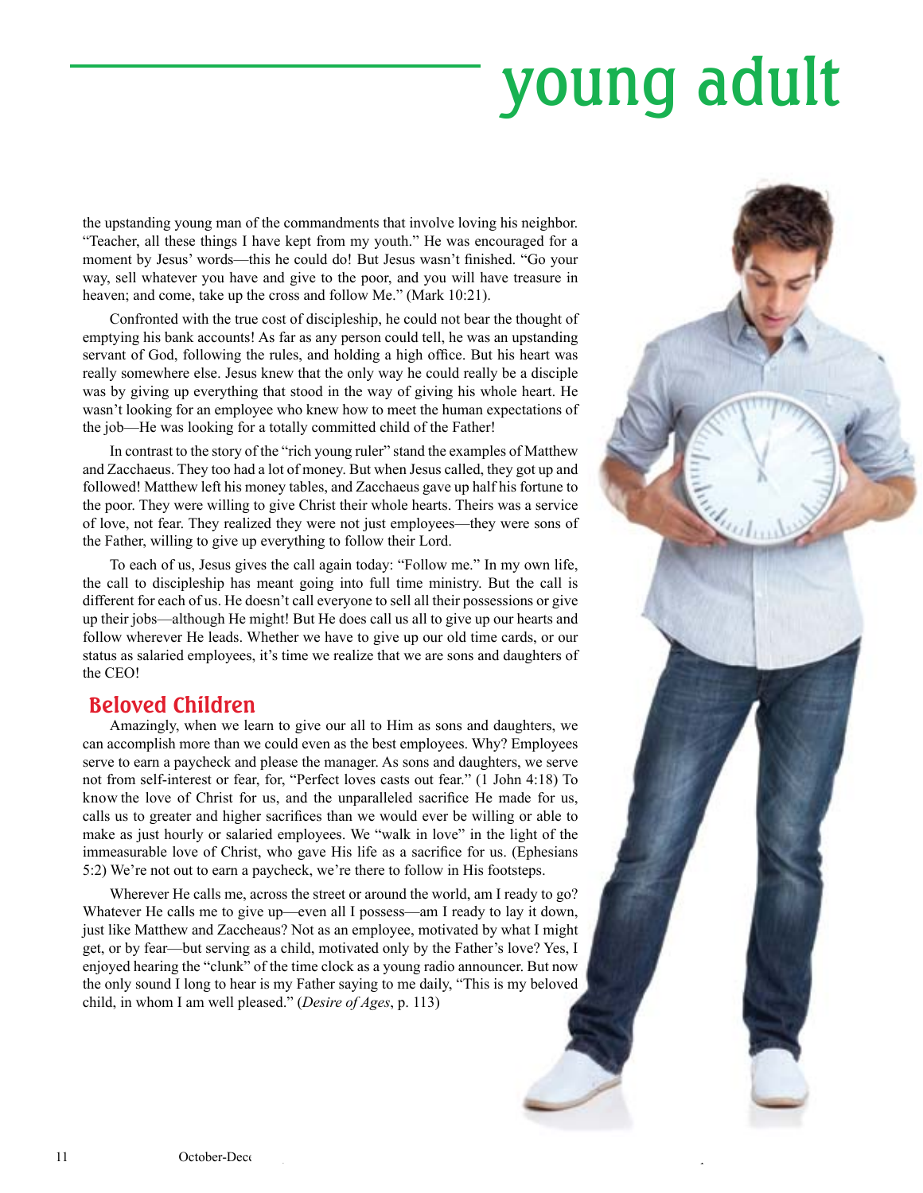the upstanding young man of the commandments that involve loving his neighbor. "Teacher, all these things I have kept from my youth." He was encouraged for a moment by Jesus' words—this he could do! But Jesus wasn't finished. "Go your way, sell whatever you have and give to the poor, and you will have treasure in heaven; and come, take up the cross and follow Me." (Mark 10:21).

Confronted with the true cost of discipleship, he could not bear the thought of emptying his bank accounts! As far as any person could tell, he was an upstanding servant of God, following the rules, and holding a high office. But his heart was really somewhere else. Jesus knew that the only way he could really be a disciple was by giving up everything that stood in the way of giving his whole heart. He wasn't looking for an employee who knew how to meet the human expectations of the job—He was looking for a totally committed child of the Father!

In contrast to the story of the "rich young ruler" stand the examples of Matthew and Zacchaeus. They too had a lot of money. But when Jesus called, they got up and followed! Matthew left his money tables, and Zacchaeus gave up half his fortune to the poor. They were willing to give Christ their whole hearts. Theirs was a service of love, not fear. They realized they were not just employees—they were sons of the Father, willing to give up everything to follow their Lord.

To each of us, Jesus gives the call again today: "Follow me." In my own life, the call to discipleship has meant going into full time ministry. But the call is different for each of us. He doesn't call everyone to sell all their possessions or give up their jobs—although He might! But He does call us all to give up our hearts and follow wherever He leads. Whether we have to give up our old time cards, or our status as salaried employees, it's time we realize that we are sons and daughters of the CEO!

## Beloved Children

Amazingly, when we learn to give our all to Him as sons and daughters, we can accomplish more than we could even as the best employees. Why? Employees serve to earn a paycheck and please the manager. As sons and daughters, we serve not from self-interest or fear, for, "Perfect loves casts out fear." (1 John 4:18) To know the love of Christ for us, and the unparalleled sacrifice He made for us, calls us to greater and higher sacrifices than we would ever be willing or able to make as just hourly or salaried employees. We "walk in love" in the light of the immeasurable love of Christ, who gave His life as a sacrifice for us. (Ephesians 5:2) We're not out to earn a paycheck, we're there to follow in His footsteps.

Wherever He calls me, across the street or around the world, am I ready to go? Whatever He calls me to give up—even all I possess—am I ready to lay it down, just like Matthew and Zaccheaus? Not as an employee, motivated by what I might get, or by fear—but serving as a child, motivated only by the Father's love? Yes, I enjoyed hearing the "clunk" of the time clock as a young radio announcer. But now the only sound I long to hear is my Father saying to me daily, "This is my beloved child, in whom I am well pleased." (*Desire of Ages*, p. 113)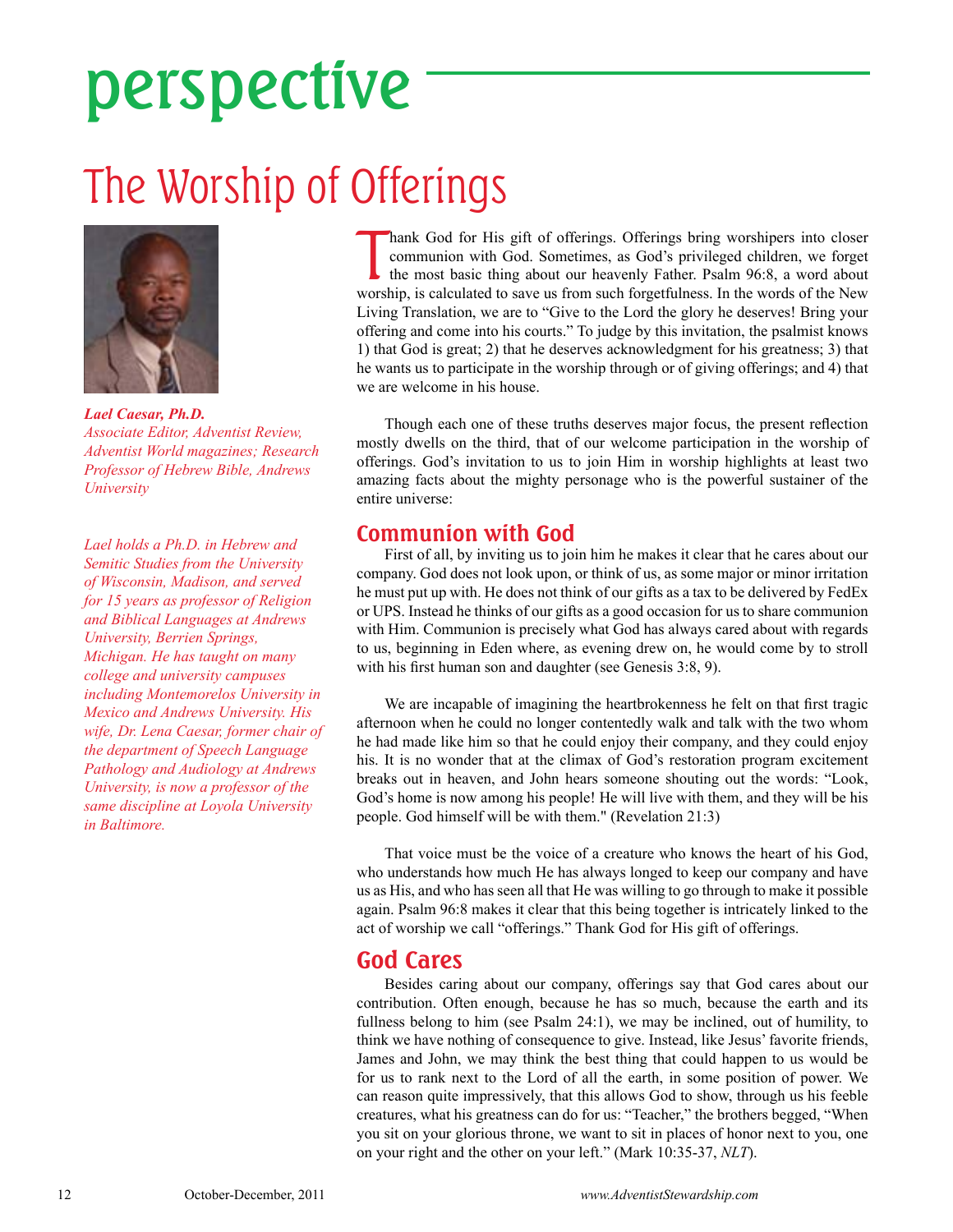# perspective

## The Worship of Offerings

***Lael Caesar, Ph.D.***
*Associate Editor, Adventist Review, Adventist World magazines; Research Professor of Hebrew Bible, Andrews University*

*Lael holds a Ph.D. in Hebrew and Semitic Studies from the University of Wisconsin, Madison, and served for 15 years as professor of Religion and Biblical Languages at Andrews University, Berrien Springs, Michigan. He has taught on many college and university campuses including Montemorelos University in Mexico and Andrews University. His wife, Dr. Lena Caesar, former chair of the department of Speech Language Pathology and Audiology at Andrews University, is now a professor of the same discipline at Loyola University in Baltimore.*

Thank God for His gift of offerings. Offerings bring worshipers into closer communion with God. Sometimes, as God's privileged children, we forget the most basic thing about our heavenly Father. Psalm 96:8, a word about worship, is calculated to save us from such forgetfulness. In the words of the New Living Translation, we are to "Give to the Lord the glory he deserves! Bring your offering and come into his courts." To judge by this invitation, the psalmist knows 1) that God is great; 2) that he deserves acknowledgment for his greatness; 3) that he wants us to participate in the worship through or of giving offerings; and 4) that we are welcome in his house.

Though each one of these truths deserves major focus, the present reflection mostly dwells on the third, that of our welcome participation in the worship of offerings. God's invitation to us to join Him in worship highlights at least two amazing facts about the mighty personage who is the powerful sustainer of the entire universe:

### Communion with God

First of all, by inviting us to join him he makes it clear that he cares about our company. God does not look upon, or think of us, as some major or minor irritation he must put up with. He does not think of our gifts as a tax to be delivered by FedEx or UPS. Instead he thinks of our gifts as a good occasion for us to share communion with Him. Communion is precisely what God has always cared about with regards to us, beginning in Eden where, as evening drew on, he would come by to stroll with his first human son and daughter (see Genesis 3:8, 9).

We are incapable of imagining the heartbrokenness he felt on that first tragic afternoon when he could no longer contentedly walk and talk with the two whom he had made like him so that he could enjoy their company, and they could enjoy his. It is no wonder that at the climax of God's restoration program excitement breaks out in heaven, and John hears someone shouting out the words: "Look, God's home is now among his people! He will live with them, and they will be his people. God himself will be with them." (Revelation 21:3)

That voice must be the voice of a creature who knows the heart of his God, who understands how much He has always longed to keep our company and have us as His, and who has seen all that He was willing to go through to make it possible again. Psalm 96:8 makes it clear that this being together is intricately linked to the act of worship we call "offerings." Thank God for His gift of offerings.

### God Cares

Besides caring about our company, offerings say that God cares about our contribution. Often enough, because he has so much, because the earth and its fullness belong to him (see Psalm 24:1), we may be inclined, out of humility, to think we have nothing of consequence to give. Instead, like Jesus' favorite friends, James and John, we may think the best thing that could happen to us would be for us to rank next to the Lord of all the earth, in some position of power. We can reason quite impressively, that this allows God to show, through us his feeble creatures, what his greatness can do for us: "Teacher," the brothers begged, "When you sit on your glorious throne, we want to sit in places of honor next to you, one on your right and the other on your left." (Mark 10:35-37, *NLT*).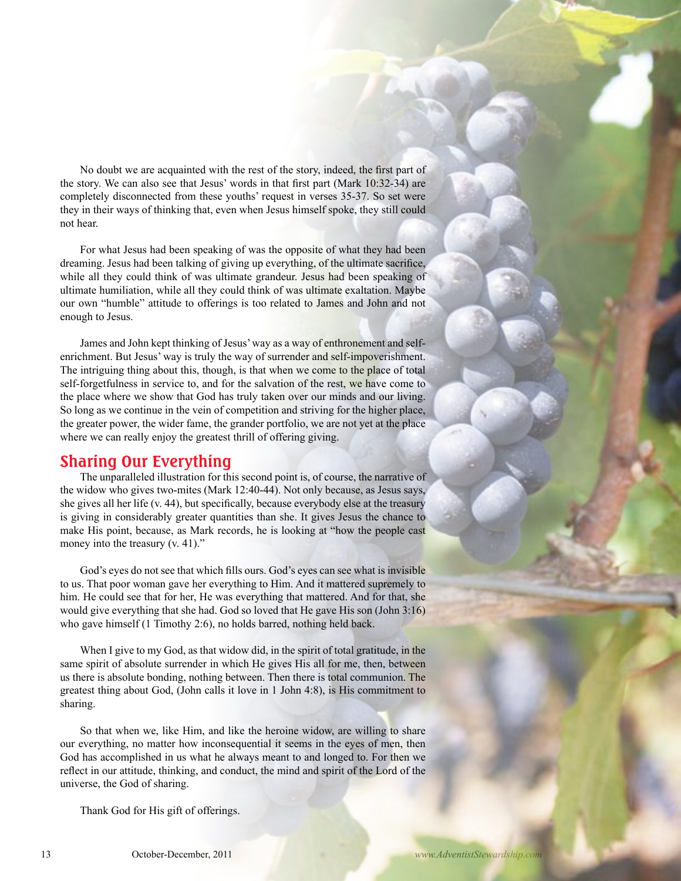No doubt we are acquainted with the rest of the story, indeed, the first part of the story. We can also see that Jesus' words in that first part (Mark 10:32-34) are completely disconnected from these youths' request in verses 35-37. So set were they in their ways of thinking that, even when Jesus himself spoke, they still could not hear.

For what Jesus had been speaking of was the opposite of what they had been dreaming. Jesus had been talking of giving up everything, of the ultimate sacrifice, while all they could think of was ultimate grandeur. Jesus had been speaking of ultimate humiliation, while all they could think of was ultimate exaltation. Maybe our own "humble" attitude to offerings is too related to James and John and not enough to Jesus.

James and John kept thinking of Jesus' way as a way of enthronement and self-enrichment. But Jesus' way is truly the way of surrender and self-impoverishment. The intriguing thing about this, though, is that when we come to the place of total self-forgetfulness in service to, and for the salvation of the rest, we have come to the place where we show that God has truly taken over our minds and our living. So long as we continue in the vein of competition and striving for the higher place, the greater power, the wider fame, the grander portfolio, we are not yet at the place where we can really enjoy the greatest thrill of offering giving.

## Sharing Our Everything

The unparalleled illustration for this second point is, of course, the narrative of the widow who gives two-mites (Mark 12:40-44). Not only because, as Jesus says, she gives all her life (v. 44), but specifically, because everybody else at the treasury is giving in considerably greater quantities than she. It gives Jesus the chance to make His point, because, as Mark records, he is looking at "how the people cast money into the treasury (v. 41)."

God's eyes do not see that which fills ours. God's eyes can see what is invisible to us. That poor woman gave her everything to Him. And it mattered supremely to him. He could see that for her, He was everything that mattered. And for that, she would give everything that she had. God so loved that He gave His son (John 3:16) who gave himself (1 Timothy 2:6), no holds barred, nothing held back.

When I give to my God, as that widow did, in the spirit of total gratitude, in the same spirit of absolute surrender in which He gives His all for me, then, between us there is absolute bonding, nothing between. Then there is total communion. The greatest thing about God, (John calls it love in 1 John 4:8), is His commitment to sharing.

So that when we, like Him, and like the heroine widow, are willing to share our everything, no matter how inconsequential it seems in the eyes of men, then God has accomplished in us what he always meant to and longed to. For then we reflect in our attitude, thinking, and conduct, the mind and spirit of the Lord of the universe, the God of sharing.

Thank God for His gift of offerings.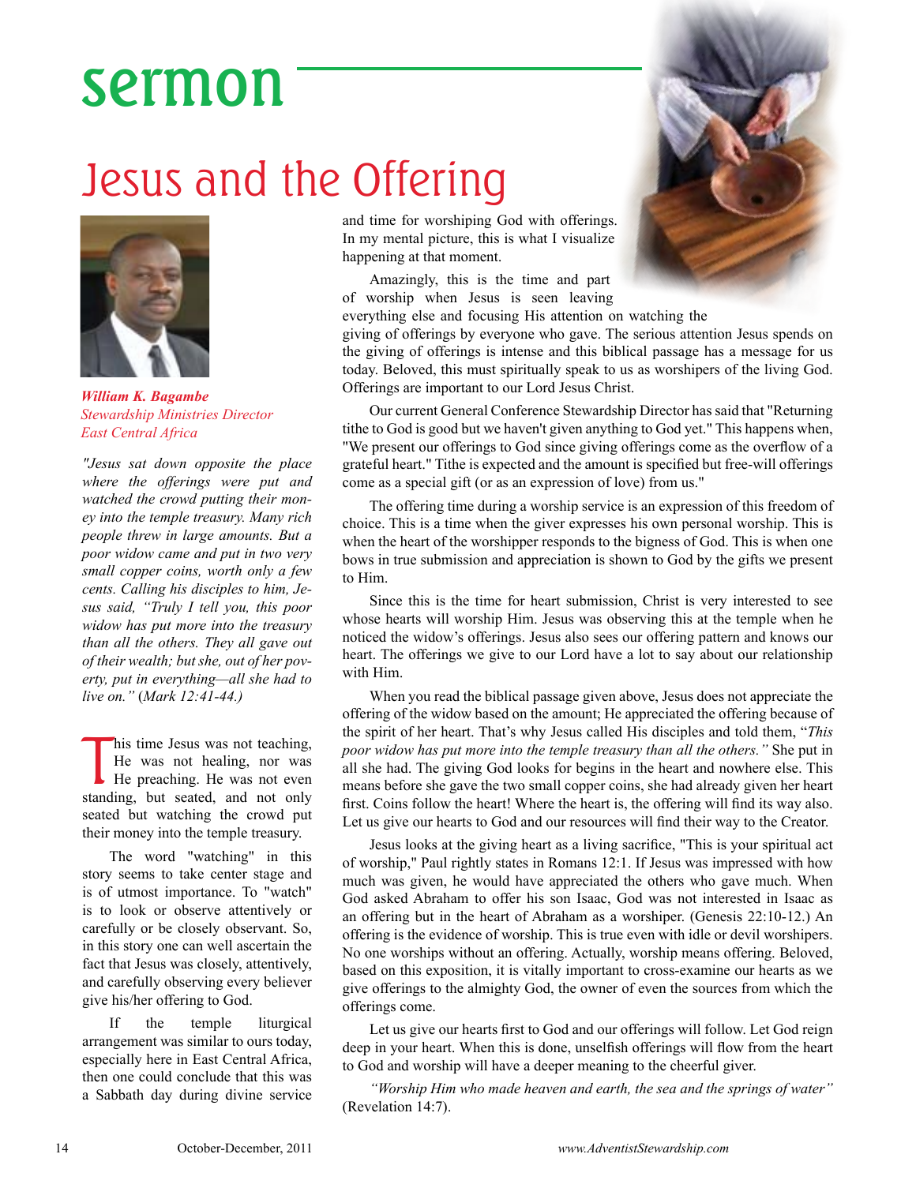# sermon

## Jesus and the Offering

***William K. Bagambe***
*Stewardship Ministries Director*
*East Central Africa*

*"Jesus sat down opposite the place where the offerings were put and watched the crowd putting their money into the temple treasury. Many rich people threw in large amounts. But a poor widow came and put in two very small copper coins, worth only a few cents. Calling his disciples to him, Jesus said, "Truly I tell you, this poor widow has put more into the treasury than all the others. They all gave out of their wealth; but she, out of her poverty, put in everything—all she had to live on."* (*Mark 12:41-44.)*

This time Jesus was not teaching, He was not healing, nor was He preaching. He was not even standing, but seated, and not only seated but watching the crowd put their money into the temple treasury.

The word "watching" in this story seems to take center stage and is of utmost importance. To "watch" is to look or observe attentively or carefully or be closely observant. So, in this story one can well ascertain the fact that Jesus was closely, attentively, and carefully observing every believer give his/her offering to God.

If the temple liturgical arrangement was similar to ours today, especially here in East Central Africa, then one could conclude that this was a Sabbath day during divine service and time for worshiping God with offerings. In my mental picture, this is what I visualize happening at that moment.

Amazingly, this is the time and part of worship when Jesus is seen leaving everything else and focusing His attention on watching the giving of offerings by everyone who gave. The serious attention Jesus spends on the giving of offerings is intense and this biblical passage has a message for us today. Beloved, this must spiritually speak to us as worshipers of the living God. Offerings are important to our Lord Jesus Christ.

Our current General Conference Stewardship Director has said that "Returning tithe to God is good but we haven't given anything to God yet." This happens when, "We present our offerings to God since giving offerings come as the overflow of a grateful heart." Tithe is expected and the amount is specified but free-will offerings come as a special gift (or as an expression of love) from us."

The offering time during a worship service is an expression of this freedom of choice. This is a time when the giver expresses his own personal worship. This is when the heart of the worshipper responds to the bigness of God. This is when one bows in true submission and appreciation is shown to God by the gifts we present to Him.

Since this is the time for heart submission, Christ is very interested to see whose hearts will worship Him. Jesus was observing this at the temple when he noticed the widow's offerings. Jesus also sees our offering pattern and knows our heart. The offerings we give to our Lord have a lot to say about our relationship with Him.

When you read the biblical passage given above, Jesus does not appreciate the offering of the widow based on the amount; He appreciated the offering because of the spirit of her heart. That's why Jesus called His disciples and told them, "*This poor widow has put more into the temple treasury than all the others."* She put in all she had. The giving God looks for begins in the heart and nowhere else. This means before she gave the two small copper coins, she had already given her heart first. Coins follow the heart! Where the heart is, the offering will find its way also. Let us give our hearts to God and our resources will find their way to the Creator.

Jesus looks at the giving heart as a living sacrifice, "This is your spiritual act of worship," Paul rightly states in Romans 12:1. If Jesus was impressed with how much was given, he would have appreciated the others who gave much. When God asked Abraham to offer his son Isaac, God was not interested in Isaac as an offering but in the heart of Abraham as a worshiper. (Genesis 22:10-12.) An offering is the evidence of worship. This is true even with idle or devil worshipers. No one worships without an offering. Actually, worship means offering. Beloved, based on this exposition, it is vitally important to cross-examine our hearts as we give offerings to the almighty God, the owner of even the sources from which the offerings come.

Let us give our hearts first to God and our offerings will follow. Let God reign deep in your heart. When this is done, unselfish offerings will flow from the heart to God and worship will have a deeper meaning to the cheerful giver.

*"Worship Him who made heaven and earth, the sea and the springs of water"* (Revelation 14:7).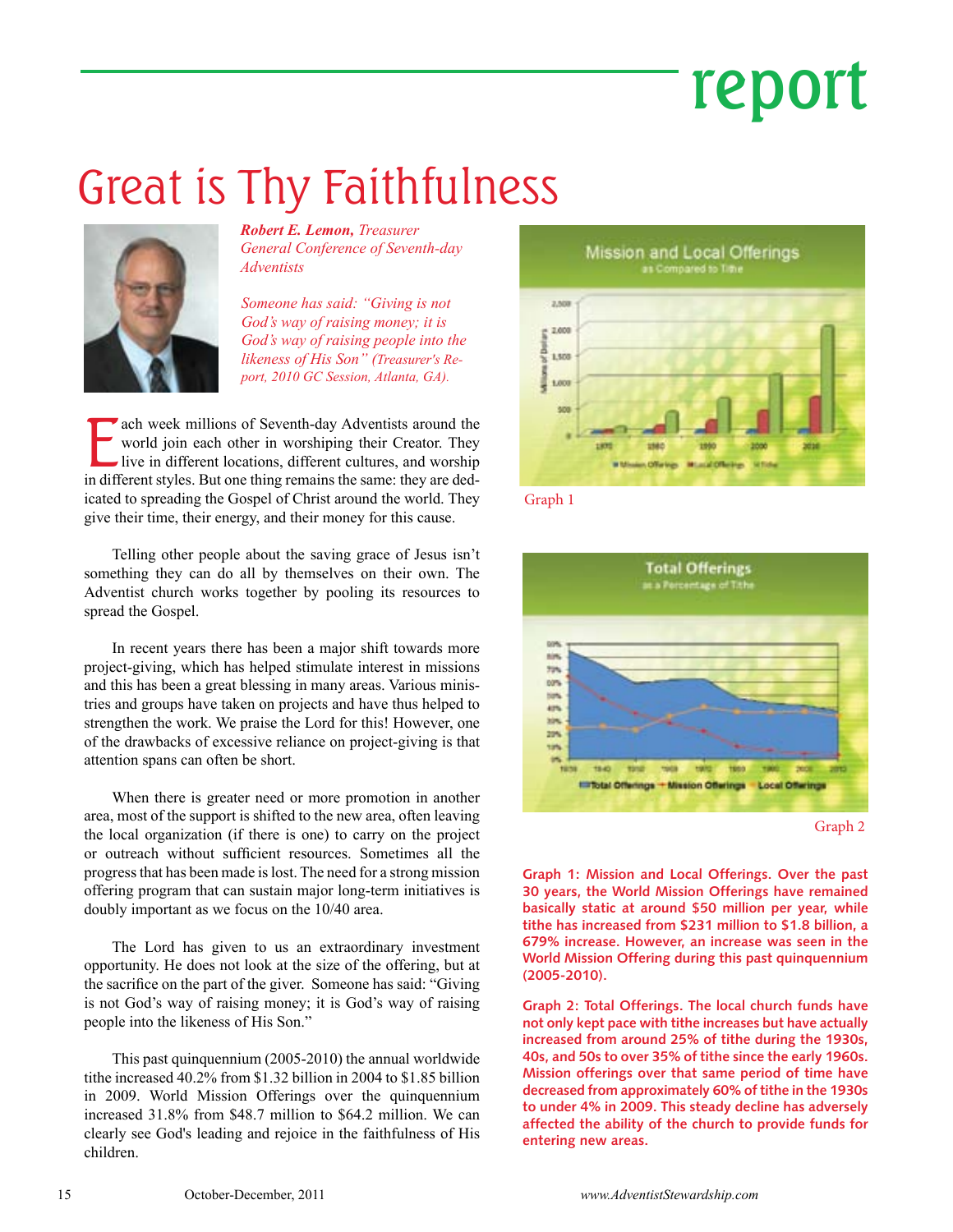# report

# Great is Thy Faithfulness

***Robert E. Lemon,*** *Treasurer General Conference of Seventh-day Adventists*

*Someone has said: "Giving is not God's way of raising money; it is God's way of raising people into the likeness of His Son" (Treasurer's Report, 2010 GC Session, Atlanta, GA).*

Each week millions of Seventh-day Adventists around the world join each other in worshiping their Creator. They live in different locations, different cultures, and worship in different styles. But one thing remains the same: they are dedicated to spreading the Gospel of Christ around the world. They give their time, their energy, and their money for this cause.

Telling other people about the saving grace of Jesus isn't something they can do all by themselves on their own. The Adventist church works together by pooling its resources to spread the Gospel.

In recent years there has been a major shift towards more project-giving, which has helped stimulate interest in missions and this has been a great blessing in many areas. Various ministries and groups have taken on projects and have thus helped to strengthen the work. We praise the Lord for this! However, one of the drawbacks of excessive reliance on project-giving is that attention spans can often be short.

When there is greater need or more promotion in another area, most of the support is shifted to the new area, often leaving the local organization (if there is one) to carry on the project or outreach without sufficient resources. Sometimes all the progress that has been made is lost. The need for a strong mission offering program that can sustain major long-term initiatives is doubly important as we focus on the 10/40 area.

The Lord has given to us an extraordinary investment opportunity. He does not look at the size of the offering, but at the sacrifice on the part of the giver. Someone has said: "Giving is not God's way of raising money; it is God's way of raising people into the likeness of His Son."

This past quinquennium (2005-2010) the annual worldwide tithe increased 40.2% from $1.32 billion in 2004 to $1.85 billion in 2009. World Mission Offerings over the quinquennium increased 31.8% from $48.7 million to $64.2 million. We can clearly see God's leading and rejoice in the faithfulness of His children.

Graph 1

Graph 2

**Graph 1: Mission and Local Offerings. Over the past 30 years, the World Mission Offerings have remained basically static at around $50 million per year, while tithe has increased from $231 million to $1.8 billion, a 679% increase. However, an increase was seen in the World Mission Offering during this past quinquennium (2005-2010).**

**Graph 2: Total Offerings. The local church funds have not only kept pace with tithe increases but have actually increased from around 25% of tithe during the 1930s, 40s, and 50s to over 35% of tithe since the early 1960s. Mission offerings over that same period of time have decreased from approximately 60% of tithe in the 1930s to under 4% in 2009. This steady decline has adversely affected the ability of the church to provide funds for entering new areas.**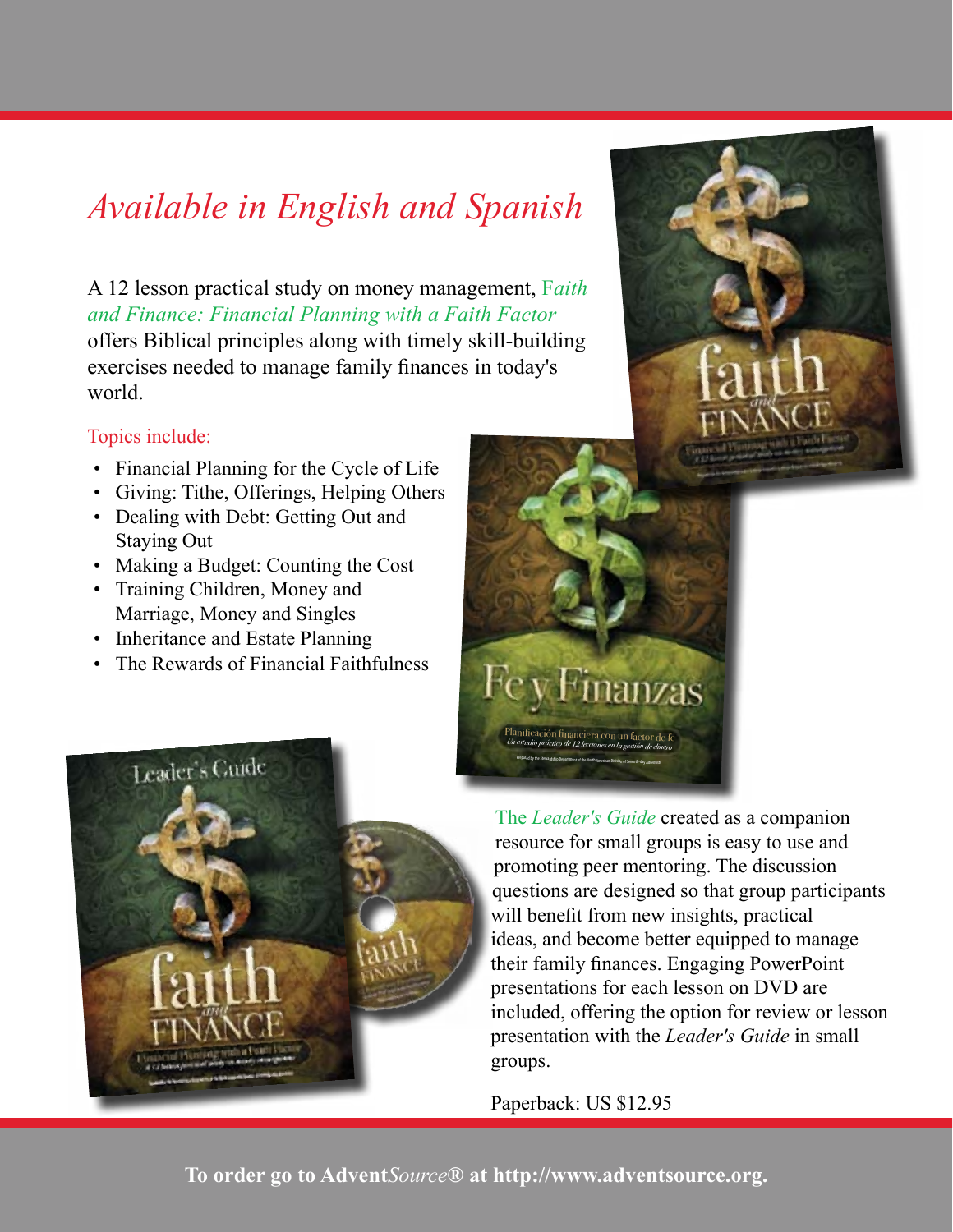# *Available in English and Spanish*

A 12 lesson practical study on money management, *Faith and Finance: Financial Planning with a Faith Factor* offers Biblical principles along with timely skill-building exercises needed to manage family finances in today's world.

Topics include:

- Financial Planning for the Cycle of Life
- Giving: Tithe, Offerings, Helping Others
- Dealing with Debt: Getting Out and Staying Out
- Making a Budget: Counting the Cost
- Training Children, Money and Marriage, Money and Singles
- Inheritance and Estate Planning
- The Rewards of Financial Faithfulness

The *Leader's Guide* created as a companion resource for small groups is easy to use and promoting peer mentoring. The discussion questions are designed so that group participants will benefit from new insights, practical ideas, and become better equipped to manage their family finances. Engaging PowerPoint presentations for each lesson on DVD are included, offering the option for review or lesson presentation with the *Leader's Guide* in small groups.

Paperback: US $12.95

**To order go to Advent*Source*® at http://www.adventsource.org.**